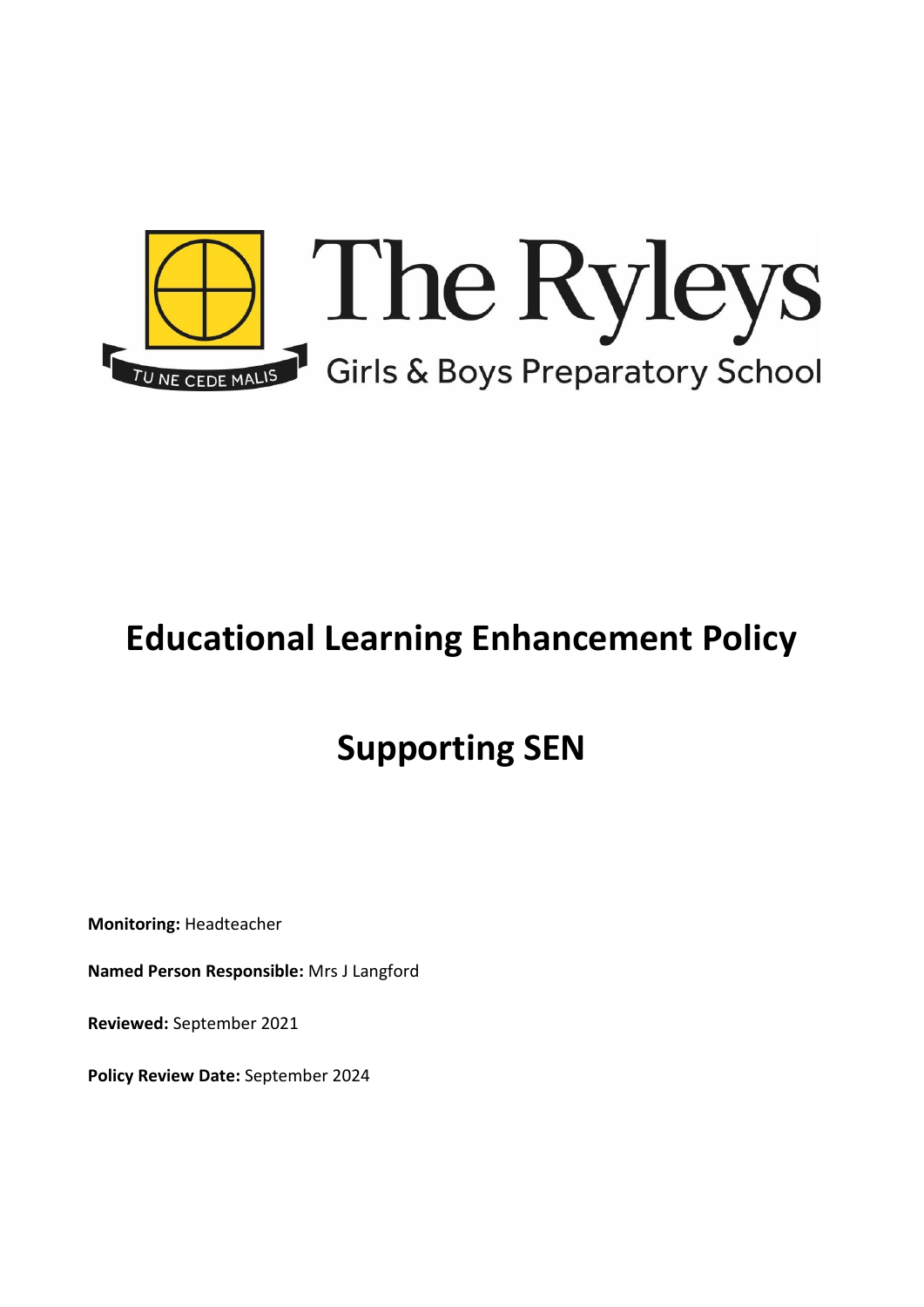TU NE CEDE MALIS

# The Ryleys

Girls & Boys Preparatory School

# Educational Learning Enhancement Policy

# Supporting SEN

**Monitoring:** Headteacher

**Named Person Responsible:** Mrs J Langford

**Reviewed:** September 2021

**Policy Review Date:** September 2024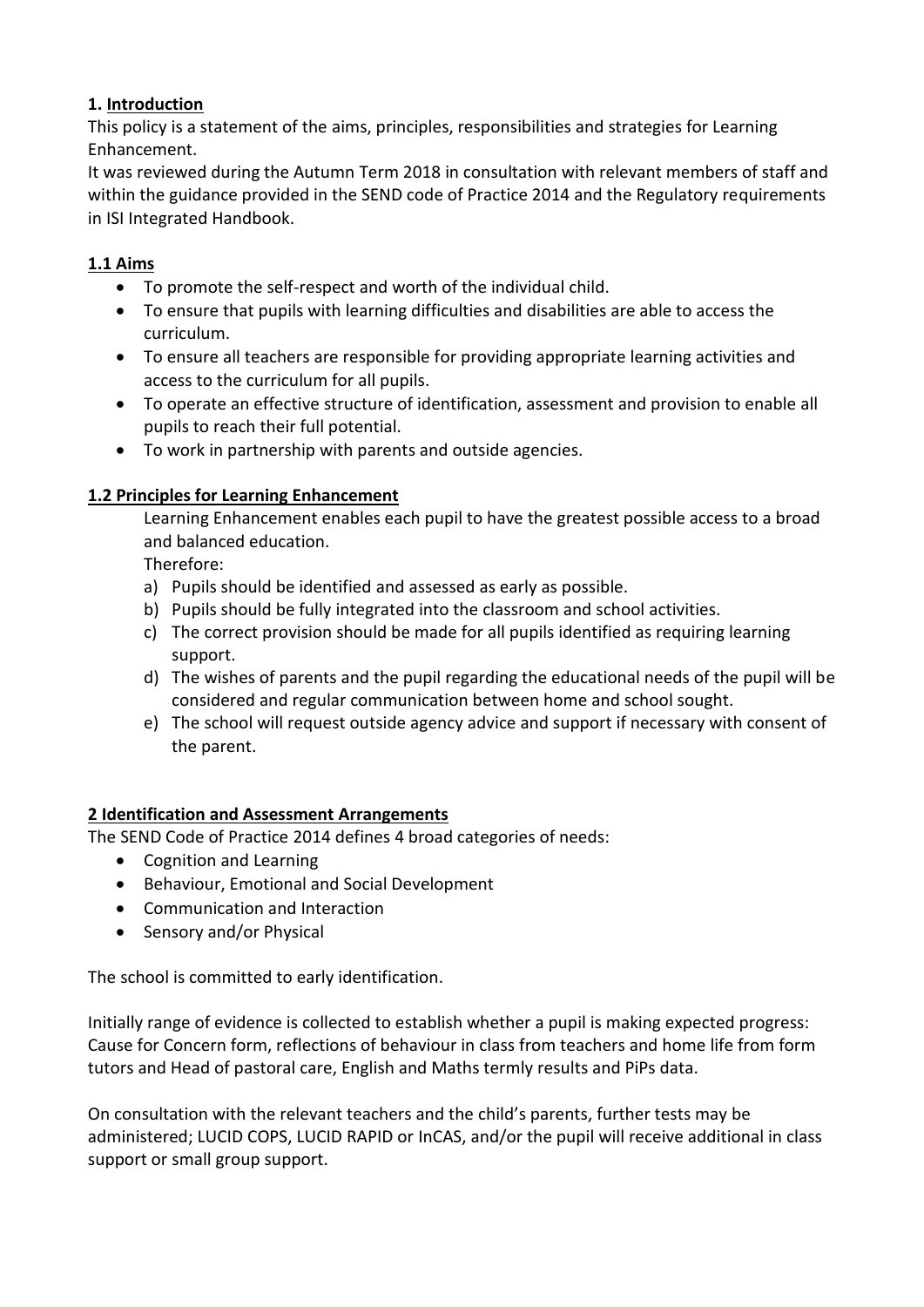## 1. Introduction

This policy is a statement of the aims, principles, responsibilities and strategies for Learning Enhancement.

It was reviewed during the Autumn Term 2018 in consultation with relevant members of staff and within the guidance provided in the SEND code of Practice 2014 and the Regulatory requirements in ISI Integrated Handbook.

### 1.1 Aims

- To promote the self-respect and worth of the individual child.
- To ensure that pupils with learning difficulties and disabilities are able to access the curriculum.
- To ensure all teachers are responsible for providing appropriate learning activities and access to the curriculum for all pupils.
- To operate an effective structure of identification, assessment and provision to enable all pupils to reach their full potential.
- To work in partnership with parents and outside agencies.

### 1.2 Principles for Learning Enhancement

Learning Enhancement enables each pupil to have the greatest possible access to a broad and balanced education.

Therefore:

a) Pupils should be identified and assessed as early as possible.
b) Pupils should be fully integrated into the classroom and school activities.
c) The correct provision should be made for all pupils identified as requiring learning support.
d) The wishes of parents and the pupil regarding the educational needs of the pupil will be considered and regular communication between home and school sought.
e) The school will request outside agency advice and support if necessary with consent of the parent.

## 2 Identification and Assessment Arrangements

The SEND Code of Practice 2014 defines 4 broad categories of needs:

- Cognition and Learning
- Behaviour, Emotional and Social Development
- Communication and Interaction
- Sensory and/or Physical

The school is committed to early identification.

Initially range of evidence is collected to establish whether a pupil is making expected progress: Cause for Concern form, reflections of behaviour in class from teachers and home life from form tutors and Head of pastoral care, English and Maths termly results and PiPs data.

On consultation with the relevant teachers and the child's parents, further tests may be administered; LUCID COPS, LUCID RAPID or InCAS, and/or the pupil will receive additional in class support or small group support.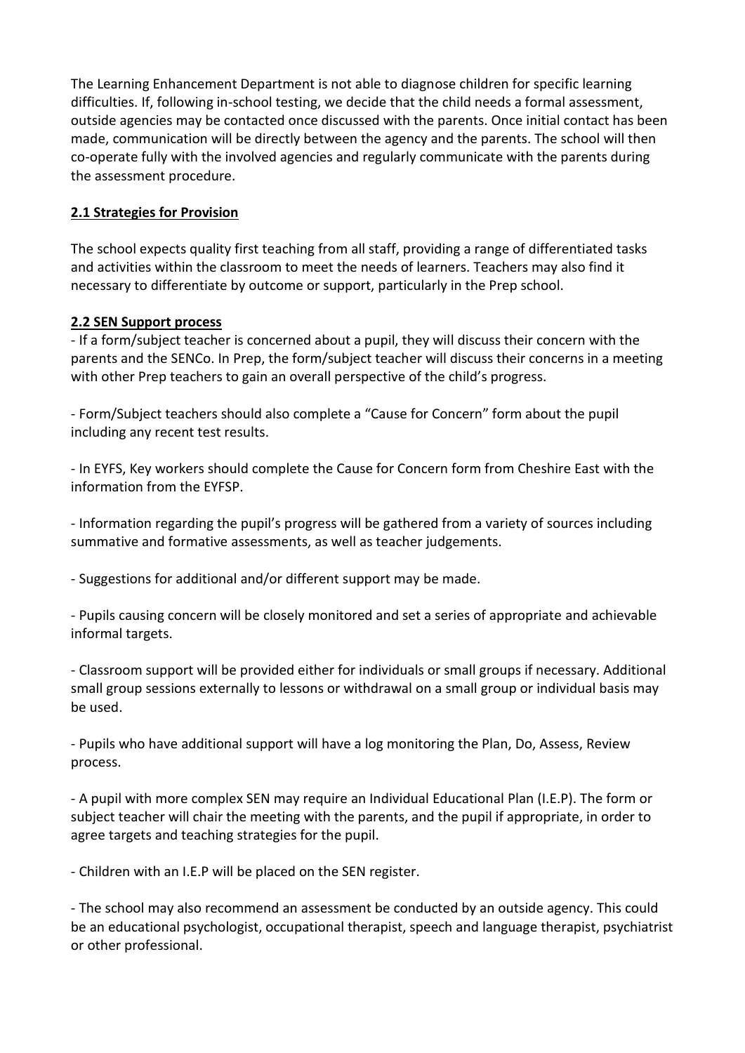The Learning Enhancement Department is not able to diagnose children for specific learning difficulties. If, following in-school testing, we decide that the child needs a formal assessment, outside agencies may be contacted once discussed with the parents. Once initial contact has been made, communication will be directly between the agency and the parents. The school will then co-operate fully with the involved agencies and regularly communicate with the parents during the assessment procedure.

## 2.1 Strategies for Provision

The school expects quality first teaching from all staff, providing a range of differentiated tasks and activities within the classroom to meet the needs of learners. Teachers may also find it necessary to differentiate by outcome or support, particularly in the Prep school.

## 2.2 SEN Support process

- If a form/subject teacher is concerned about a pupil, they will discuss their concern with the parents and the SENCo. In Prep, the form/subject teacher will discuss their concerns in a meeting with other Prep teachers to gain an overall perspective of the child's progress.

- Form/Subject teachers should also complete a "Cause for Concern" form about the pupil including any recent test results.

- In EYFS, Key workers should complete the Cause for Concern form from Cheshire East with the information from the EYFSP.

- Information regarding the pupil's progress will be gathered from a variety of sources including summative and formative assessments, as well as teacher judgements.

- Suggestions for additional and/or different support may be made.

- Pupils causing concern will be closely monitored and set a series of appropriate and achievable informal targets.

- Classroom support will be provided either for individuals or small groups if necessary. Additional small group sessions externally to lessons or withdrawal on a small group or individual basis may be used.

- Pupils who have additional support will have a log monitoring the Plan, Do, Assess, Review process.

- A pupil with more complex SEN may require an Individual Educational Plan (I.E.P). The form or subject teacher will chair the meeting with the parents, and the pupil if appropriate, in order to agree targets and teaching strategies for the pupil.

- Children with an I.E.P will be placed on the SEN register.

- The school may also recommend an assessment be conducted by an outside agency. This could be an educational psychologist, occupational therapist, speech and language therapist, psychiatrist or other professional.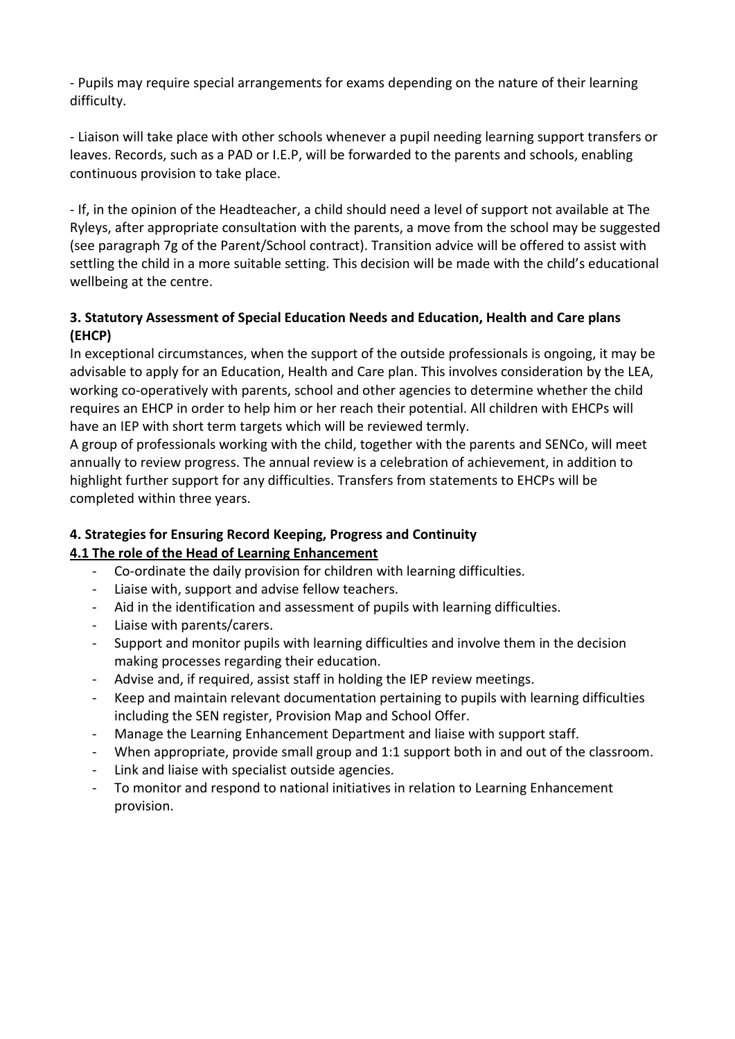- Pupils may require special arrangements for exams depending on the nature of their learning difficulty.

- Liaison will take place with other schools whenever a pupil needing learning support transfers or leaves. Records, such as a PAD or I.E.P, will be forwarded to the parents and schools, enabling continuous provision to take place.

- If, in the opinion of the Headteacher, a child should need a level of support not available at The Ryleys, after appropriate consultation with the parents, a move from the school may be suggested (see paragraph 7g of the Parent/School contract). Transition advice will be offered to assist with settling the child in a more suitable setting. This decision will be made with the child's educational wellbeing at the centre.

### 3. Statutory Assessment of Special Education Needs and Education, Health and Care plans (EHCP)

In exceptional circumstances, when the support of the outside professionals is ongoing, it may be advisable to apply for an Education, Health and Care plan. This involves consideration by the LEA, working co-operatively with parents, school and other agencies to determine whether the child requires an EHCP in order to help him or her reach their potential. All children with EHCPs will have an IEP with short term targets which will be reviewed termly.

A group of professionals working with the child, together with the parents and SENCo, will meet annually to review progress. The annual review is a celebration of achievement, in addition to highlight further support for any difficulties. Transfers from statements to EHCPs will be completed within three years.

### 4. Strategies for Ensuring Record Keeping, Progress and Continuity

#### 4.1 The role of the Head of Learning Enhancement

- Co-ordinate the daily provision for children with learning difficulties.
- Liaise with, support and advise fellow teachers.
- Aid in the identification and assessment of pupils with learning difficulties.
- Liaise with parents/carers.
- Support and monitor pupils with learning difficulties and involve them in the decision making processes regarding their education.
- Advise and, if required, assist staff in holding the IEP review meetings.
- Keep and maintain relevant documentation pertaining to pupils with learning difficulties including the SEN register, Provision Map and School Offer.
- Manage the Learning Enhancement Department and liaise with support staff.
- When appropriate, provide small group and 1:1 support both in and out of the classroom.
- Link and liaise with specialist outside agencies.
- To monitor and respond to national initiatives in relation to Learning Enhancement provision.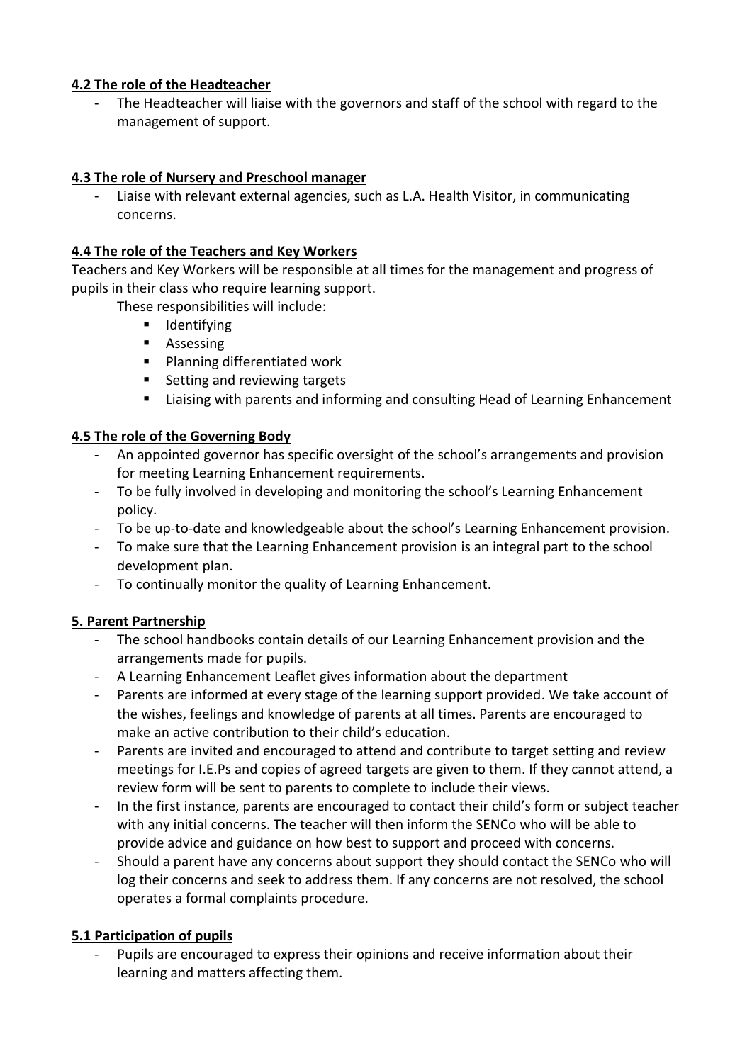**4.2 The role of the Headteacher**

- The Headteacher will liaise with the governors and staff of the school with regard to the management of support.

**4.3 The role of Nursery and Preschool manager**

- Liaise with relevant external agencies, such as L.A. Health Visitor, in communicating concerns.

**4.4 The role of the Teachers and Key Workers**

Teachers and Key Workers will be responsible at all times for the management and progress of pupils in their class who require learning support.

These responsibilities will include:

- Identifying
- Assessing
- Planning differentiated work
- Setting and reviewing targets
- Liaising with parents and informing and consulting Head of Learning Enhancement

**4.5 The role of the Governing Body**

- An appointed governor has specific oversight of the school's arrangements and provision for meeting Learning Enhancement requirements.
- To be fully involved in developing and monitoring the school's Learning Enhancement policy.
- To be up-to-date and knowledgeable about the school's Learning Enhancement provision.
- To make sure that the Learning Enhancement provision is an integral part to the school development plan.
- To continually monitor the quality of Learning Enhancement.

**5. Parent Partnership**

- The school handbooks contain details of our Learning Enhancement provision and the arrangements made for pupils.
- A Learning Enhancement Leaflet gives information about the department
- Parents are informed at every stage of the learning support provided. We take account of the wishes, feelings and knowledge of parents at all times. Parents are encouraged to make an active contribution to their child's education.
- Parents are invited and encouraged to attend and contribute to target setting and review meetings for I.E.Ps and copies of agreed targets are given to them. If they cannot attend, a review form will be sent to parents to complete to include their views.
- In the first instance, parents are encouraged to contact their child's form or subject teacher with any initial concerns. The teacher will then inform the SENCo who will be able to provide advice and guidance on how best to support and proceed with concerns.
- Should a parent have any concerns about support they should contact the SENCo who will log their concerns and seek to address them. If any concerns are not resolved, the school operates a formal complaints procedure.

**5.1 Participation of pupils**

- Pupils are encouraged to express their opinions and receive information about their learning and matters affecting them.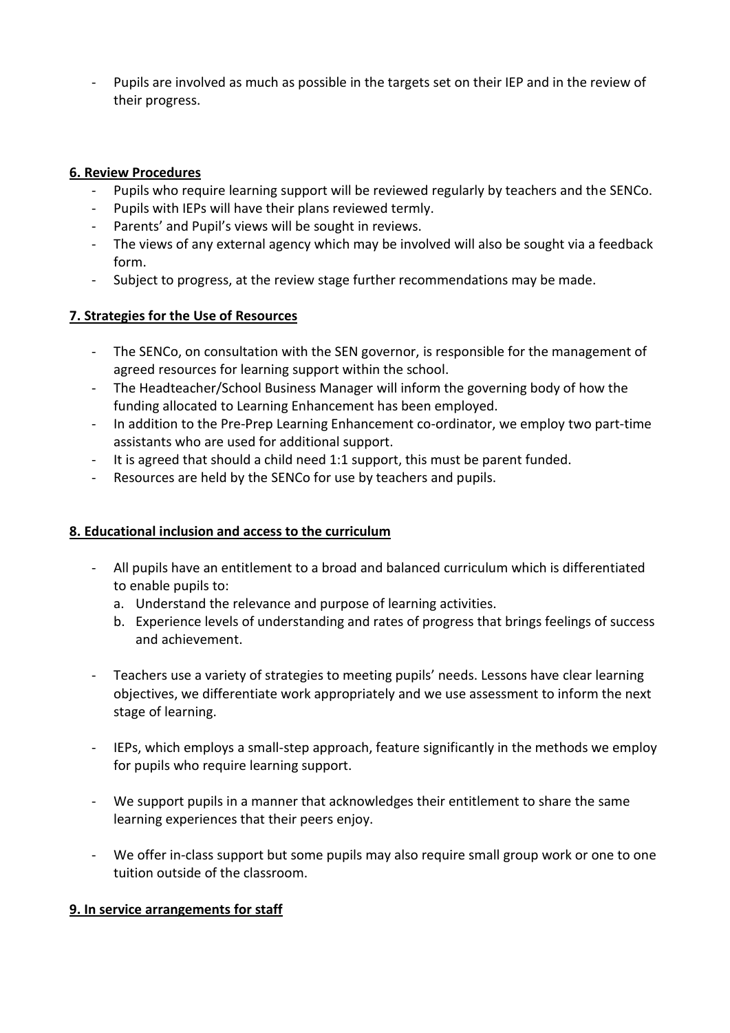- Pupils are involved as much as possible in the targets set on their IEP and in the review of their progress.

## 6. Review Procedures

- Pupils who require learning support will be reviewed regularly by teachers and the SENCo.
- Pupils with IEPs will have their plans reviewed termly.
- Parents' and Pupil's views will be sought in reviews.
- The views of any external agency which may be involved will also be sought via a feedback form.
- Subject to progress, at the review stage further recommendations may be made.

## 7. Strategies for the Use of Resources

- The SENCo, on consultation with the SEN governor, is responsible for the management of agreed resources for learning support within the school.
- The Headteacher/School Business Manager will inform the governing body of how the funding allocated to Learning Enhancement has been employed.
- In addition to the Pre-Prep Learning Enhancement co-ordinator, we employ two part-time assistants who are used for additional support.
- It is agreed that should a child need 1:1 support, this must be parent funded.
- Resources are held by the SENCo for use by teachers and pupils.

## 8. Educational inclusion and access to the curriculum

- All pupils have an entitlement to a broad and balanced curriculum which is differentiated to enable pupils to:
  a. Understand the relevance and purpose of learning activities.
  b. Experience levels of understanding and rates of progress that brings feelings of success and achievement.

- Teachers use a variety of strategies to meeting pupils' needs. Lessons have clear learning objectives, we differentiate work appropriately and we use assessment to inform the next stage of learning.

- IEPs, which employs a small-step approach, feature significantly in the methods we employ for pupils who require learning support.

- We support pupils in a manner that acknowledges their entitlement to share the same learning experiences that their peers enjoy.

- We offer in-class support but some pupils may also require small group work or one to one tuition outside of the classroom.

## 9. In service arrangements for staff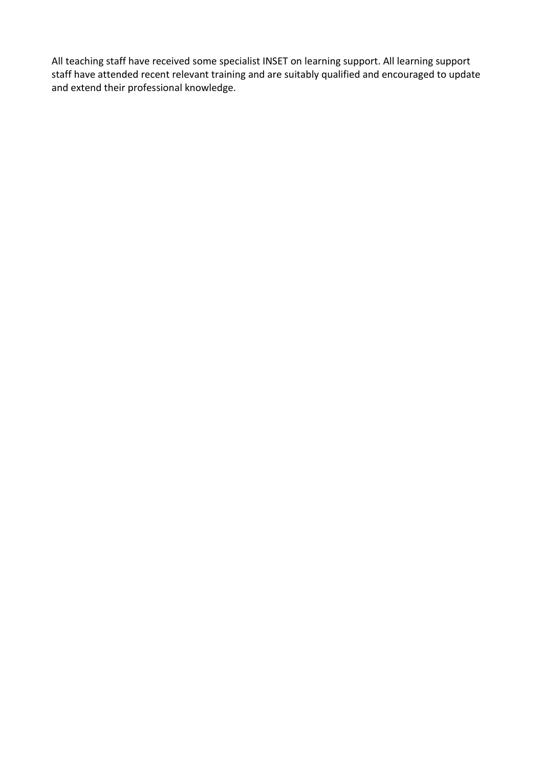All teaching staff have received some specialist INSET on learning support. All learning support staff have attended recent relevant training and are suitably qualified and encouraged to update and extend their professional knowledge.